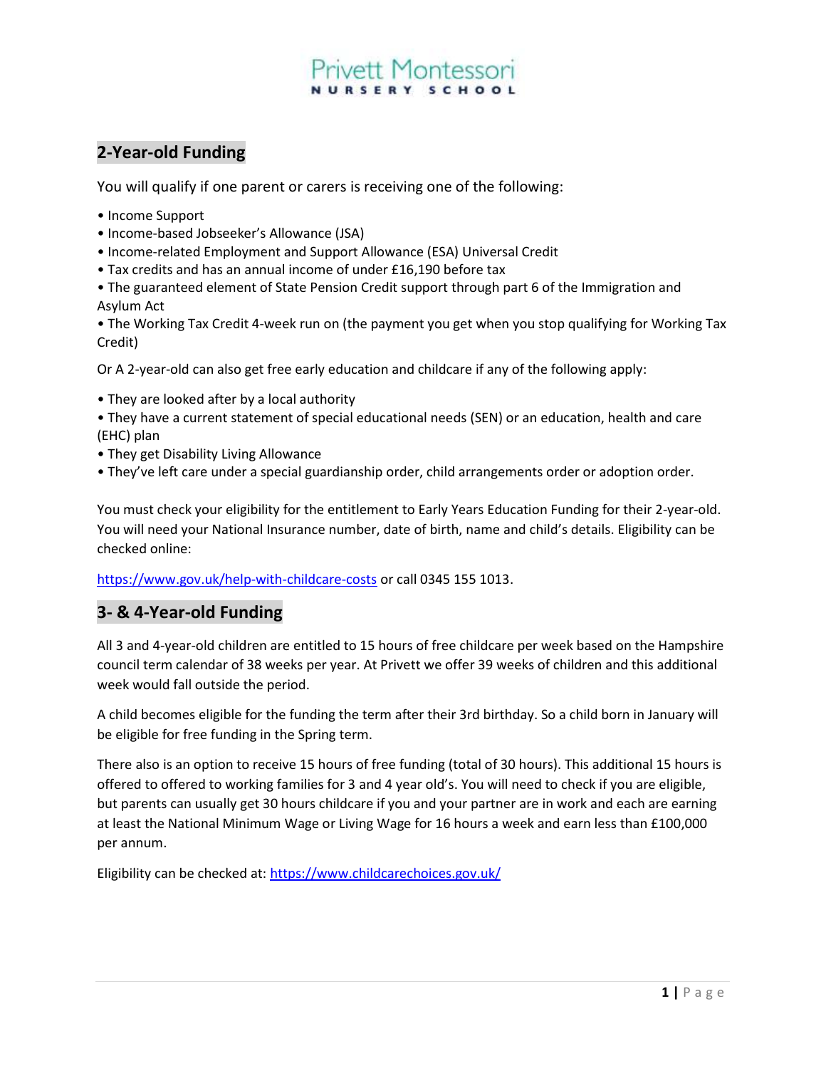# Privett Montessori

NURSERY SCHOOL

## 2-Year-old Funding

You will qualify if one parent or carers is receiving one of the following:

- Income Support
- Income-based Jobseeker's Allowance (JSA)
- Income-related Employment and Support Allowance (ESA) Universal Credit
- Tax credits and has an annual income of under £16,190 before tax
- The guaranteed element of State Pension Credit support through part 6 of the Immigration and Asylum Act
- The Working Tax Credit 4-week run on (the payment you get when you stop qualifying for Working Tax Credit)

Or A 2-year-old can also get free early education and childcare if any of the following apply:

- They are looked after by a local authority
- They have a current statement of special educational needs (SEN) or an education, health and care (EHC) plan
- They get Disability Living Allowance
- They've left care under a special guardianship order, child arrangements order or adoption order.

You must check your eligibility for the entitlement to Early Years Education Funding for their 2-year-old. You will need your National Insurance number, date of birth, name and child's details. Eligibility can be checked online:

https://www.gov.uk/help-with-childcare-costs or call 0345 155 1013.

## 3- & 4-Year-old Funding

All 3 and 4-year-old children are entitled to 15 hours of free childcare per week based on the Hampshire council term calendar of 38 weeks per year. At Privett we offer 39 weeks of children and this additional week would fall outside the period.

A child becomes eligible for the funding the term after their 3rd birthday. So a child born in January will be eligible for free funding in the Spring term.

There also is an option to receive 15 hours of free funding (total of 30 hours). This additional 15 hours is offered to offered to working families for 3 and 4 year old's. You will need to check if you are eligible, but parents can usually get 30 hours childcare if you and your partner are in work and each are earning at least the National Minimum Wage or Living Wage for 16 hours a week and earn less than £100,000 per annum.

Eligibility can be checked at: https://www.childcarechoices.gov.uk/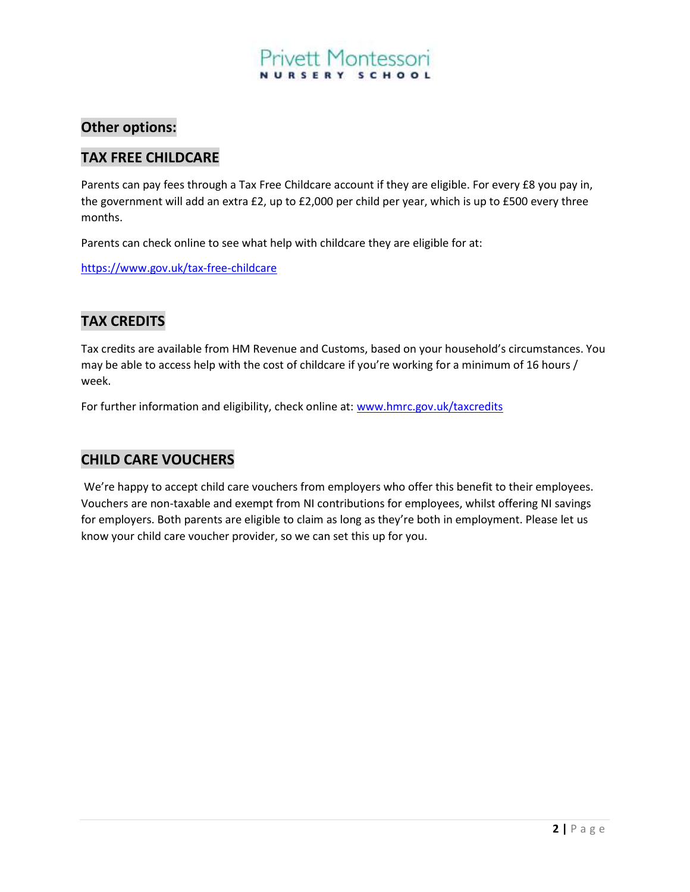## Other options:

## TAX FREE CHILDCARE

Parents can pay fees through a Tax Free Childcare account if they are eligible. For every £8 you pay in, the government will add an extra £2, up to £2,000 per child per year, which is up to £500 every three months.

Parents can check online to see what help with childcare they are eligible for at:

https://www.gov.uk/tax-free-childcare

## TAX CREDITS

Tax credits are available from HM Revenue and Customs, based on your household's circumstances. You may be able to access help with the cost of childcare if you're working for a minimum of 16 hours / week.

For further information and eligibility, check online at: www.hmrc.gov.uk/taxcredits

## CHILD CARE VOUCHERS

We're happy to accept child care vouchers from employers who offer this benefit to their employees. Vouchers are non-taxable and exempt from NI contributions for employees, whilst offering NI savings for employers. Both parents are eligible to claim as long as they're both in employment. Please let us know your child care voucher provider, so we can set this up for you.